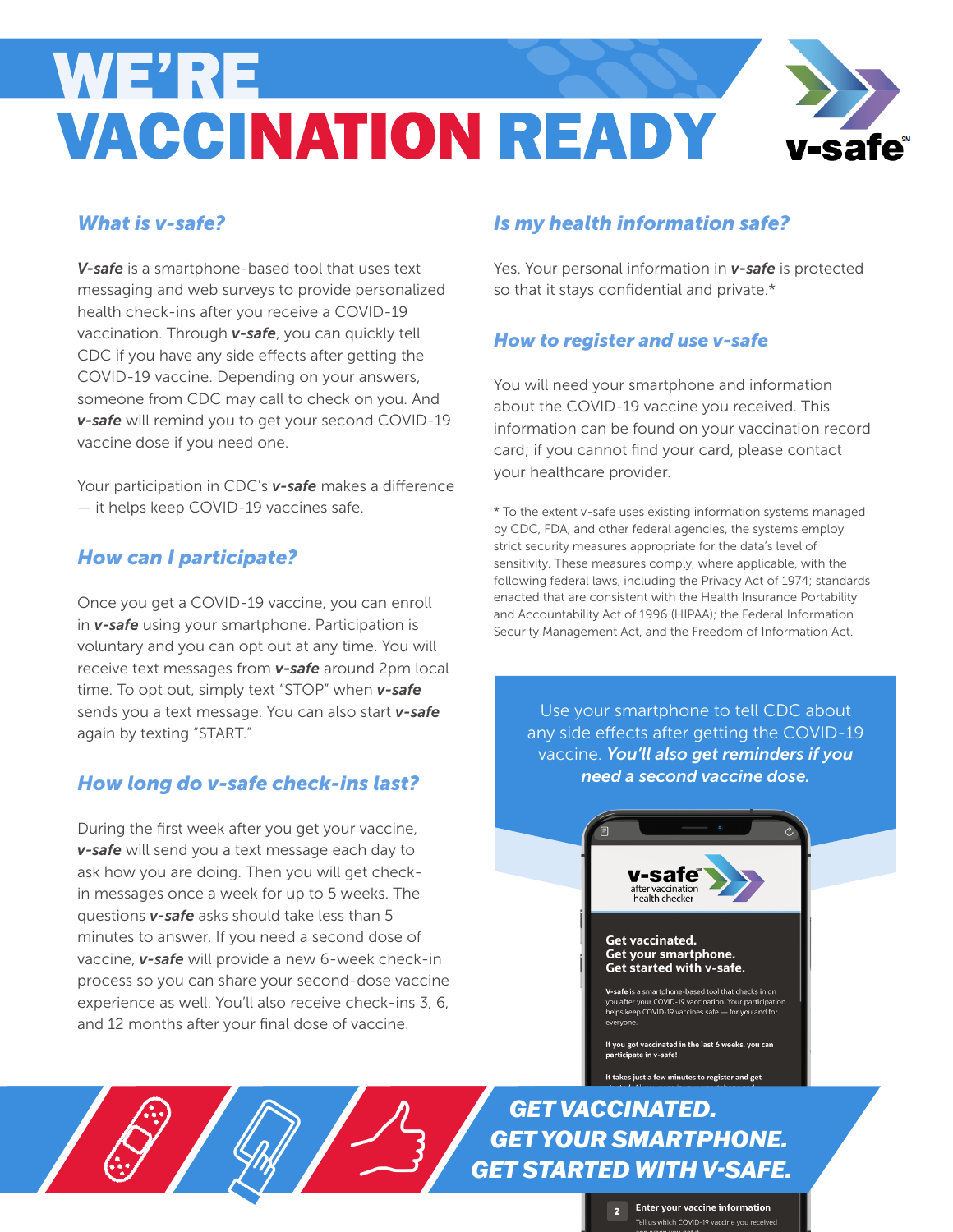# WE'RE VACCINATION READY

v-safe

## What is v-safe?

***V-safe*** is a smartphone-based tool that uses text messaging and web surveys to provide personalized health check-ins after you receive a COVID-19 vaccination. Through ***v-safe***, you can quickly tell CDC if you have any side effects after getting the COVID-19 vaccine. Depending on your answers, someone from CDC may call to check on you. And ***v-safe*** will remind you to get your second COVID-19 vaccine dose if you need one.

Your participation in CDC's ***v-safe*** makes a difference — it helps keep COVID-19 vaccines safe.

## How can I participate?

Once you get a COVID-19 vaccine, you can enroll in ***v-safe*** using your smartphone. Participation is voluntary and you can opt out at any time. You will receive text messages from ***v-safe*** around 2pm local time. To opt out, simply text "STOP" when ***v-safe*** sends you a text message. You can also start ***v-safe*** again by texting "START."

## How long do v-safe check-ins last?

During the first week after you get your vaccine, ***v-safe*** will send you a text message each day to ask how you are doing. Then you will get check-in messages once a week for up to 5 weeks. The questions ***v-safe*** asks should take less than 5 minutes to answer. If you need a second dose of vaccine, ***v-safe*** will provide a new 6-week check-in process so you can share your second-dose vaccine experience as well. You'll also receive check-ins 3, 6, and 12 months after your final dose of vaccine.

## Is my health information safe?

Yes. Your personal information in ***v-safe*** is protected so that it stays confidential and private.*

## How to register and use v-safe

You will need your smartphone and information about the COVID-19 vaccine you received. This information can be found on your vaccination record card; if you cannot find your card, please contact your healthcare provider.

\* To the extent v-safe uses existing information systems managed by CDC, FDA, and other federal agencies, the systems employ strict security measures appropriate for the data's level of sensitivity. These measures comply, where applicable, with the following federal laws, including the Privacy Act of 1974; standards enacted that are consistent with the Health Insurance Portability and Accountability Act of 1996 (HIPAA); the Federal Information Security Management Act, and the Freedom of Information Act.

Use your smartphone to tell CDC about any side effects after getting the COVID-19 vaccine. ***You'll also get reminders if you need a second vaccine dose.***

v-safe after vaccination health checker

**Get vaccinated.**
**Get your smartphone.**
**Get started with v-safe.**

**V-safe** is a smartphone-based tool that checks in on you after your COVID-19 vaccination. Your participation helps keep COVID-19 vaccines safe — for you and for everyone.

**If you got vaccinated in the last 6 weeks, you can participate in v-safe!**

**It takes just a few minutes to register and get**

**2 Enter your vaccine information**
Tell us which COVID-19 vaccine you received

***GET VACCINATED.***
***GET YOUR SMARTPHONE.***
***GET STARTED WITH V-SAFE.***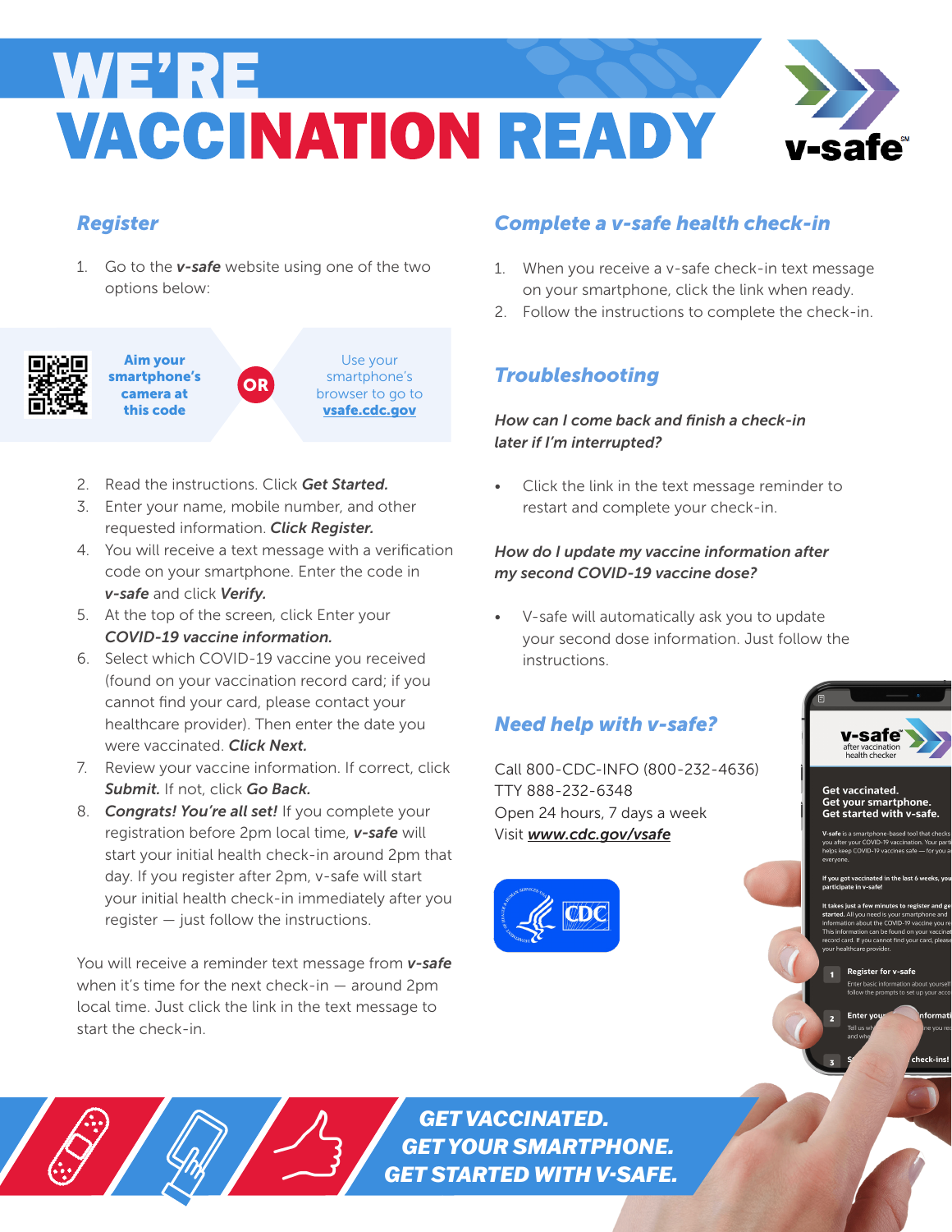# WE'RE VACCINATION READY

v-safe

## Register

1. Go to the ***v-safe*** website using one of the two options below:

**Aim your smartphone's camera at this code**

OR

Use your smartphone's browser to go to **vsafe.cdc.gov**

2. Read the instructions. Click ***Get Started.***
3. Enter your name, mobile number, and other requested information. ***Click Register.***
4. You will receive a text message with a verification code on your smartphone. Enter the code in ***v-safe*** and click ***Verify.***
5. At the top of the screen, click Enter your ***COVID-19 vaccine information.***
6. Select which COVID-19 vaccine you received (found on your vaccination record card; if you cannot find your card, please contact your healthcare provider). Then enter the date you were vaccinated. ***Click Next.***
7. Review your vaccine information. If correct, click ***Submit.*** If not, click ***Go Back.***
8. ***Congrats! You're all set!*** If you complete your registration before 2pm local time, ***v-safe*** will start your initial health check-in around 2pm that day. If you register after 2pm, v-safe will start your initial health check-in immediately after you register — just follow the instructions.

You will receive a reminder text message from ***v-safe*** when it's time for the next check-in — around 2pm local time. Just click the link in the text message to start the check-in.

## Complete a v-safe health check-in

1. When you receive a v-safe check-in text message on your smartphone, click the link when ready.
2. Follow the instructions to complete the check-in.

## Troubleshooting

***How can I come back and finish a check-in later if I'm interrupted?***

- Click the link in the text message reminder to restart and complete your check-in.

***How do I update my vaccine information after my second COVID-19 vaccine dose?***

- V-safe will automatically ask you to update your second dose information. Just follow the instructions.

## Need help with v-safe?

Call 800-CDC-INFO (800-232-4636)
TTY 888-232-6348
Open 24 hours, 7 days a week
Visit ***www.cdc.gov/vsafe***

CDC

**GET VACCINATED.**
**GET YOUR SMARTPHONE.**
**GET STARTED WITH V-SAFE.**